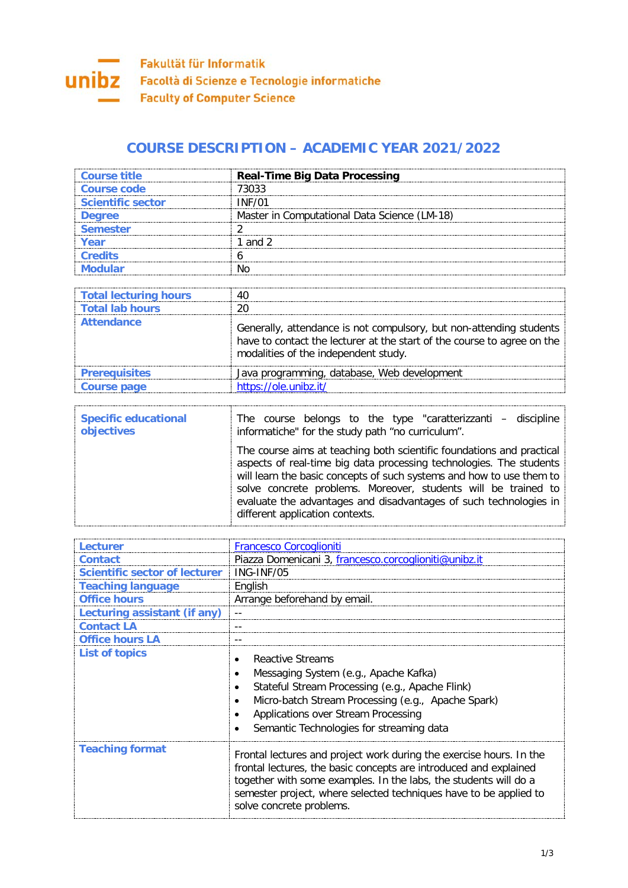Fakultät für Informatik
Facoltà di Scienze e Tecnologie informatiche
Faculty of Computer Science

# COURSE DESCRIPTION – ACADEMIC YEAR 2021/2022

| | |
|---|---|
| Course title | **Real-Time Big Data Processing** |
| Course code | 73033 |
| Scientific sector | INF/01 |
| Degree | Master in Computational Data Science (LM-18) |
| Semester | 2 |
| Year | 1 and 2 |
| Credits | 6 |
| Modular | No |

| | |
|---|---|
| Total lecturing hours | 40 |
| Total lab hours | 20 |
| Attendance | Generally, attendance is not compulsory, but non-attending students have to contact the lecturer at the start of the course to agree on the modalities of the independent study. |
| Prerequisites | Java programming, database, Web development |
| Course page | https://ole.unibz.it/ |

| | |
|---|---|
| Specific educational objectives | The course belongs to the type "caratterizzanti – discipline informatiche" for the study path "no curriculum".<br><br>The course aims at teaching both scientific foundations and practical aspects of real-time big data processing technologies. The students will learn the basic concepts of such systems and how to use them to solve concrete problems. Moreover, students will be trained to evaluate the advantages and disadvantages of such technologies in different application contexts. |

| | |
|---|---|
| Lecturer | Francesco Corcoglioniti |
| Contact | Piazza Domenicani 3, francesco.corcoglioniti@unibz.it |
| Scientific sector of lecturer | ING-INF/05 |
| Teaching language | English |
| Office hours | Arrange beforehand by email. |
| Lecturing assistant (if any) | -- |
| Contact LA | -- |
| Office hours LA | -- |
| List of topics | • Reactive Streams<br>• Messaging System (e.g., Apache Kafka)<br>• Stateful Stream Processing (e.g., Apache Flink)<br>• Micro-batch Stream Processing (e.g., Apache Spark)<br>• Applications over Stream Processing<br>• Semantic Technologies for streaming data |
| Teaching format | Frontal lectures and project work during the exercise hours. In the frontal lectures, the basic concepts are introduced and explained together with some examples. In the labs, the students will do a semester project, where selected techniques have to be applied to solve concrete problems. |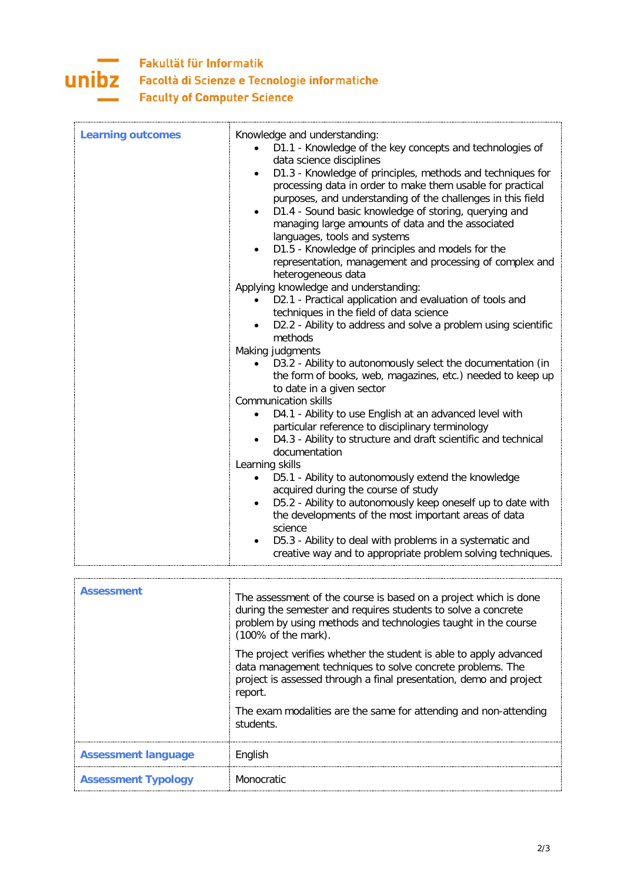Fakultät für Informatik
Facoltà di Scienze e Tecnologie informatiche
Faculty of Computer Science

| **Learning outcomes** | Knowledge and understanding:<br>• D1.1 - Knowledge of the key concepts and technologies of data science disciplines<br>• D1.3 - Knowledge of principles, methods and techniques for processing data in order to make them usable for practical purposes, and understanding of the challenges in this field<br>• D1.4 - Sound basic knowledge of storing, querying and managing large amounts of data and the associated languages, tools and systems<br>• D1.5 - Knowledge of principles and models for the representation, management and processing of complex and heterogeneous data<br>Applying knowledge and understanding:<br>• D2.1 - Practical application and evaluation of tools and techniques in the field of data science<br>• D2.2 - Ability to address and solve a problem using scientific methods<br>Making judgments<br>• D3.2 - Ability to autonomously select the documentation (in the form of books, web, magazines, etc.) needed to keep up to date in a given sector<br>Communication skills<br>• D4.1 - Ability to use English at an advanced level with particular reference to disciplinary terminology<br>• D4.3 - Ability to structure and draft scientific and technical documentation<br>Learning skills<br>• D5.1 - Ability to autonomously extend the knowledge acquired during the course of study<br>• D5.2 - Ability to autonomously keep oneself up to date with the developments of the most important areas of data science<br>• D5.3 - Ability to deal with problems in a systematic and creative way and to appropriate problem solving techniques. |
|---|---|

| **Assessment** | The assessment of the course is based on a project which is done during the semester and requires students to solve a concrete problem by using methods and technologies taught in the course (100% of the mark).<br><br>The project verifies whether the student is able to apply advanced data management techniques to solve concrete problems. The project is assessed through a final presentation, demo and project report.<br><br>The exam modalities are the same for attending and non-attending students. |
|---|---|
| **Assessment language** | English |
| **Assessment Typology** | Monocratic |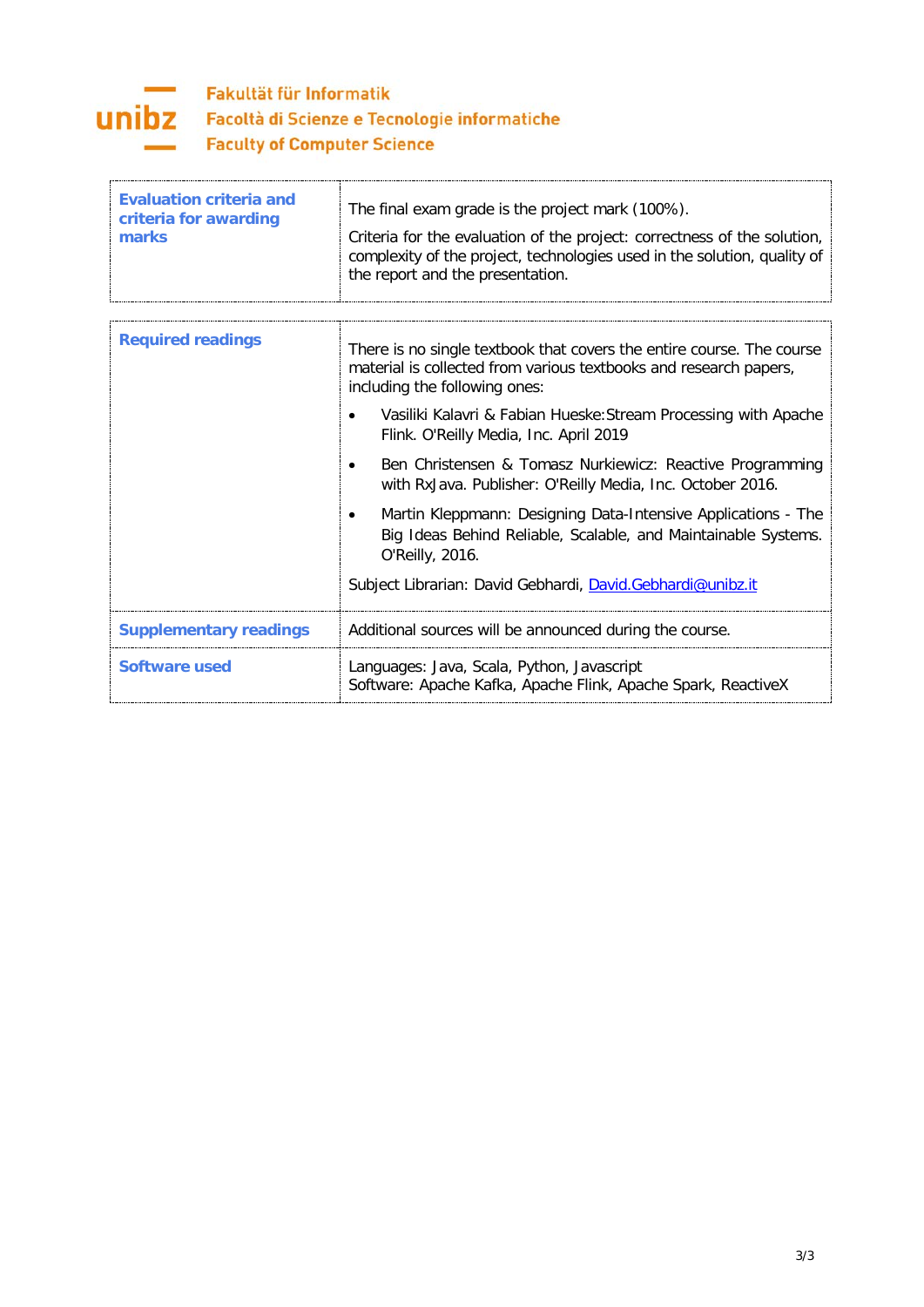| | |
|---|---|
| **Evaluation criteria and criteria for awarding marks** | The final exam grade is the project mark (100%).<br><br>Criteria for the evaluation of the project: correctness of the solution, complexity of the project, technologies used in the solution, quality of the report and the presentation. |

| | |
|---|---|
| **Required readings** | There is no single textbook that covers the entire course. The course material is collected from various textbooks and research papers, including the following ones:<br>• Vasiliki Kalavri & Fabian Hueske: Stream Processing with Apache Flink. O'Reilly Media, Inc. April 2019<br>• Ben Christensen & Tomasz Nurkiewicz: Reactive Programming with RxJava. Publisher: O'Reilly Media, Inc. October 2016.<br>• Martin Kleppmann: Designing Data-Intensive Applications - The Big Ideas Behind Reliable, Scalable, and Maintainable Systems. O'Reilly, 2016.<br><br>Subject Librarian: David Gebhardi, David.Gebhardi@unibz.it |
| **Supplementary readings** | Additional sources will be announced during the course. |
| **Software used** | Languages: Java, Scala, Python, Javascript<br>Software: Apache Kafka, Apache Flink, Apache Spark, ReactiveX |